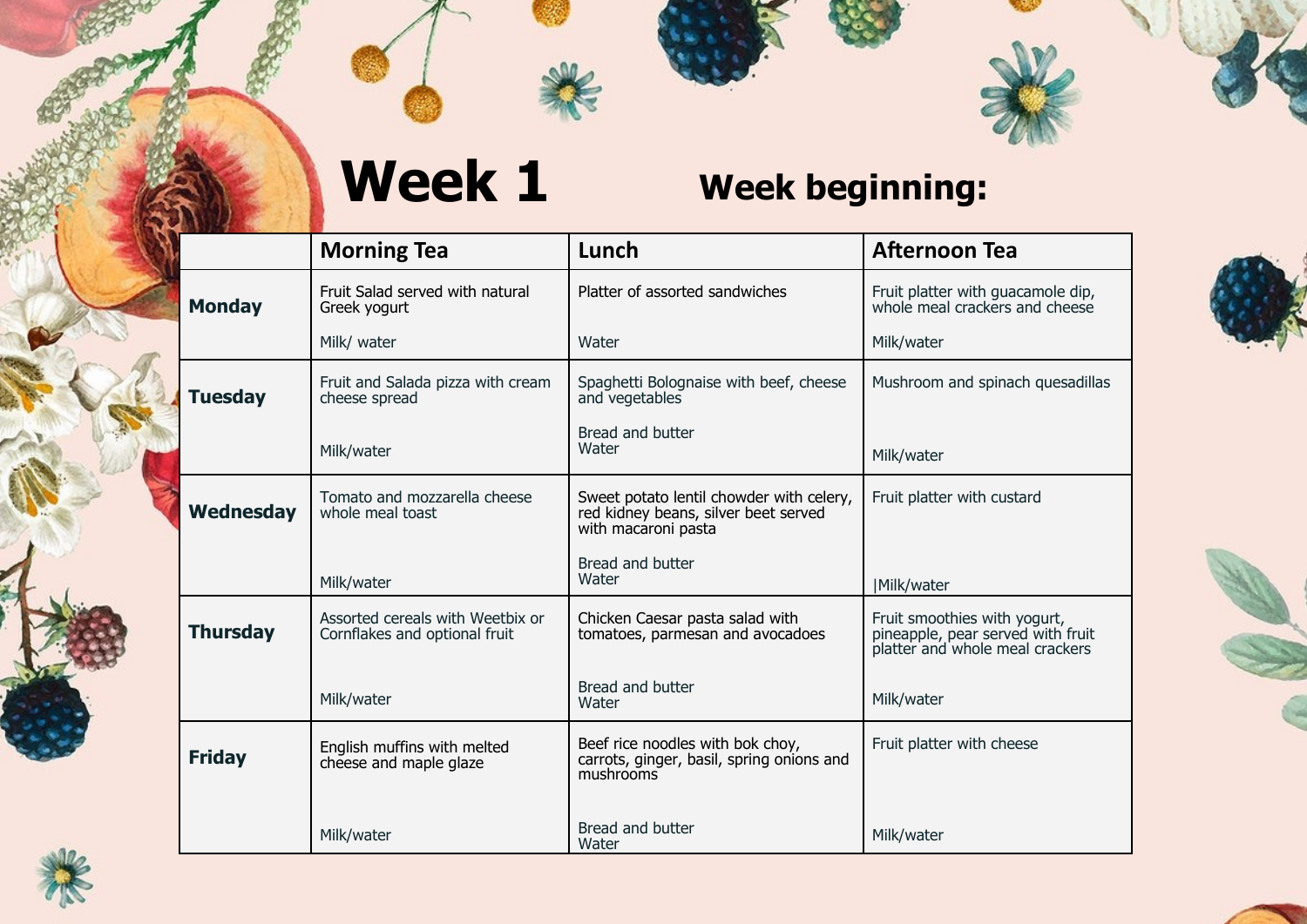# Week 1

**Week beginning:**

| | Morning Tea | Lunch | Afternoon Tea |
|---|---|---|---|
| **Monday** | Fruit Salad served with natural Greek yogurt<br><br>Milk/ water | Platter of assorted sandwiches<br><br>Water | Fruit platter with guacamole dip, whole meal crackers and cheese<br><br>Milk/water |
| **Tuesday** | Fruit and Salada pizza with cream cheese spread<br><br>Milk/water | Spaghetti Bolognaise with beef, cheese and vegetables<br><br>Bread and butter<br>Water | Mushroom and spinach quesadillas<br><br>Milk/water |
| **Wednesday** | Tomato and mozzarella cheese whole meal toast<br><br>Milk/water | Sweet potato lentil chowder with celery, red kidney beans, silver beet served with macaroni pasta<br><br>Bread and butter<br>Water | Fruit platter with custard<br><br>\|Milk/water |
| **Thursday** | Assorted cereals with Weetbix or Cornflakes and optional fruit<br><br>Milk/water | Chicken Caesar pasta salad with tomatoes, parmesan and avocadoes<br><br>Bread and butter<br>Water | Fruit smoothies with yogurt, pineapple, pear served with fruit platter and whole meal crackers<br><br>Milk/water |
| **Friday** | English muffins with melted cheese and maple glaze<br><br>Milk/water | Beef rice noodles with bok choy, carrots, ginger, basil, spring onions and mushrooms<br><br>Bread and butter<br>Water | Fruit platter with cheese<br><br>Milk/water |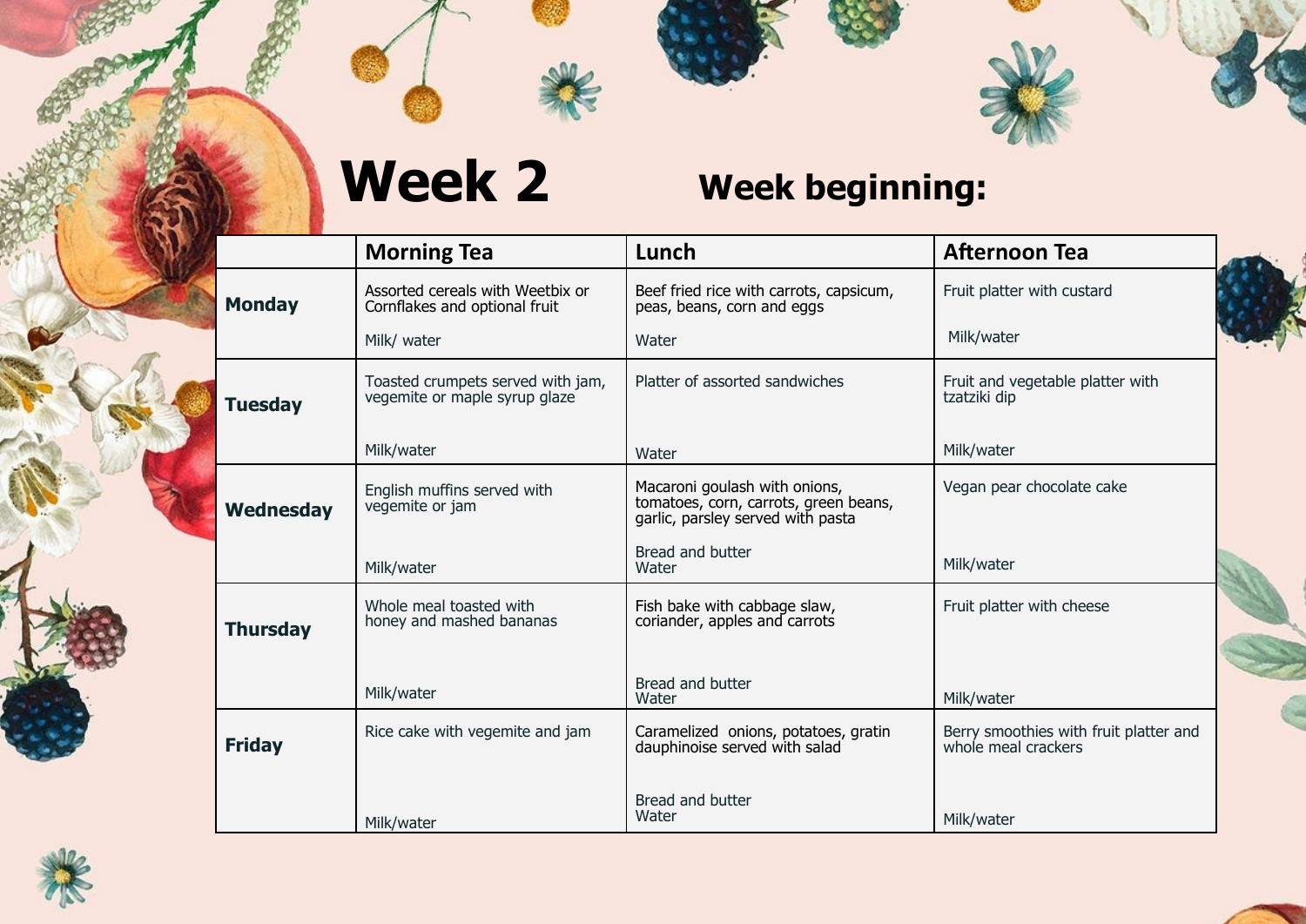# Week 2

## Week beginning:

| | Morning Tea | Lunch | Afternoon Tea |
|---|---|---|---|
| **Monday** | Assorted cereals with Weetbix or Cornflakes and optional fruit<br><br>Milk/ water | Beef fried rice with carrots, capsicum, peas, beans, corn and eggs<br><br>Water | Fruit platter with custard<br><br>Milk/water |
| **Tuesday** | Toasted crumpets served with jam, vegemite or maple syrup glaze<br><br>Milk/water | Platter of assorted sandwiches<br><br>Water | Fruit and vegetable platter with tzatziki dip<br><br>Milk/water |
| **Wednesday** | English muffins served with vegemite or jam<br><br>Milk/water | Macaroni goulash with onions, tomatoes, corn, carrots, green beans, garlic, parsley served with pasta<br><br>Bread and butter<br>Water | Vegan pear chocolate cake<br><br>Milk/water |
| **Thursday** | Whole meal toasted with honey and mashed bananas<br><br>Milk/water | Fish bake with cabbage slaw, coriander, apples and carrots<br><br>Bread and butter<br>Water | Fruit platter with cheese<br><br>Milk/water |
| **Friday** | Rice cake with vegemite and jam<br><br>Milk/water | Caramelized onions, potatoes, gratin dauphinoise served with salad<br><br>Bread and butter<br>Water | Berry smoothies with fruit platter and whole meal crackers<br><br>Milk/water |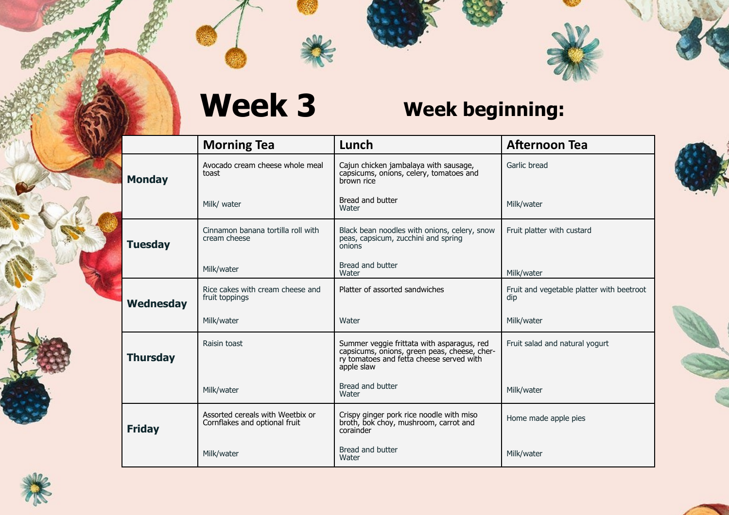# Week 3

## Week beginning:

| | Morning Tea | Lunch | Afternoon Tea |
|---|---|---|---|
| **Monday** | Avocado cream cheese whole meal toast<br><br>Milk/ water | Cajun chicken jambalaya with sausage, capsicums, onions, celery, tomatoes and brown rice<br><br>Bread and butter<br>Water | Garlic bread<br><br>Milk/water |
| **Tuesday** | Cinnamon banana tortilla roll with cream cheese<br><br>Milk/water | Black bean noodles with onions, celery, snow peas, capsicum, zucchini and spring onions<br><br>Bread and butter<br>Water | Fruit platter with custard<br><br>Milk/water |
| **Wednesday** | Rice cakes with cream cheese and fruit toppings<br><br>Milk/water | Platter of assorted sandwiches<br><br>Water | Fruit and vegetable platter with beetroot dip<br><br>Milk/water |
| **Thursday** | Raisin toast<br><br>Milk/water | Summer veggie frittata with asparagus, red capsicums, onions, green peas, cheese, cherry tomatoes and fetta cheese served with apple slaw<br><br>Bread and butter<br>Water | Fruit salad and natural yogurt<br><br>Milk/water |
| **Friday** | Assorted cereals with Weetbix or Cornflakes and optional fruit<br><br>Milk/water | Crispy ginger pork rice noodle with miso broth, bok choy, mushroom, carrot and corainder<br><br>Bread and butter<br>Water | Home made apple pies<br><br>Milk/water |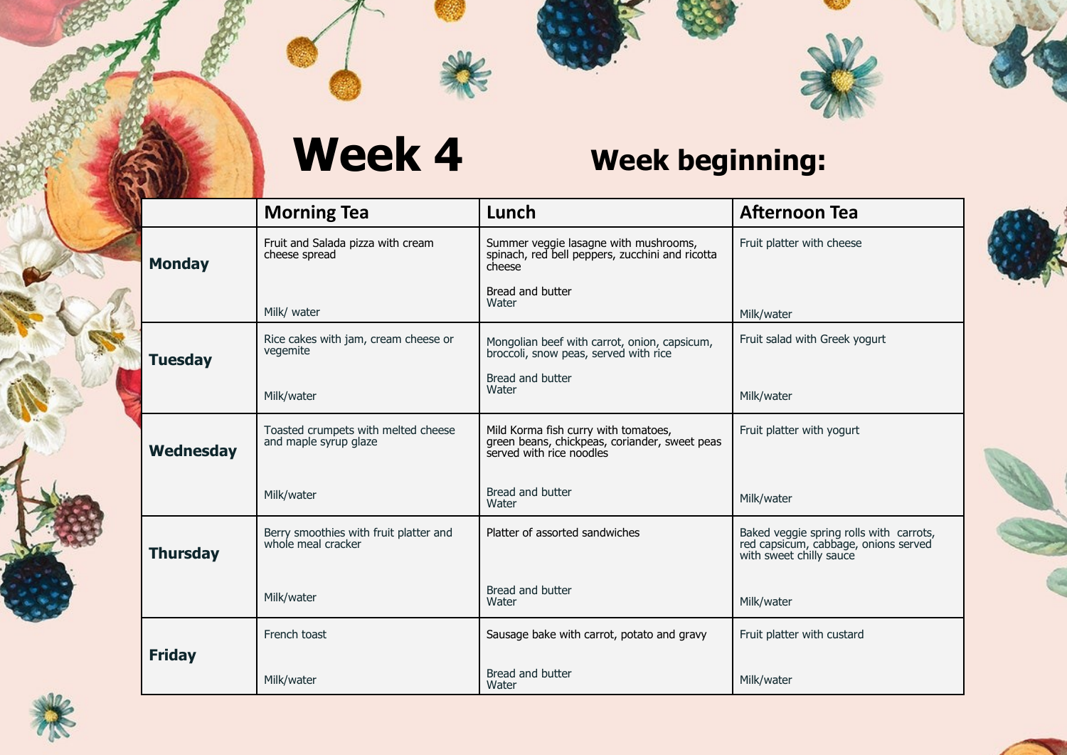# Week 4

**Week beginning:**

| | Morning Tea | Lunch | Afternoon Tea |
|---|---|---|---|
| **Monday** | Fruit and Salada pizza with cream cheese spread<br><br>Milk/ water | Summer veggie lasagne with mushrooms, spinach, red bell peppers, zucchini and ricotta cheese<br><br>Bread and butter<br>Water | Fruit platter with cheese<br><br>Milk/water |
| **Tuesday** | Rice cakes with jam, cream cheese or vegemite<br><br>Milk/water | Mongolian beef with carrot, onion, capsicum, broccoli, snow peas, served with rice<br><br>Bread and butter<br>Water | Fruit salad with Greek yogurt<br><br>Milk/water |
| **Wednesday** | Toasted crumpets with melted cheese and maple syrup glaze<br><br>Milk/water | Mild Korma fish curry with tomatoes, green beans, chickpeas, coriander, sweet peas served with rice noodles<br><br>Bread and butter<br>Water | Fruit platter with yogurt<br><br>Milk/water |
| **Thursday** | Berry smoothies with fruit platter and whole meal cracker<br><br>Milk/water | Platter of assorted sandwiches<br><br>Bread and butter<br>Water | Baked veggie spring rolls with carrots, red capsicum, cabbage, onions served with sweet chilly sauce<br><br>Milk/water |
| **Friday** | French toast<br><br>Milk/water | Sausage bake with carrot, potato and gravy<br><br>Bread and butter<br>Water | Fruit platter with custard<br><br>Milk/water |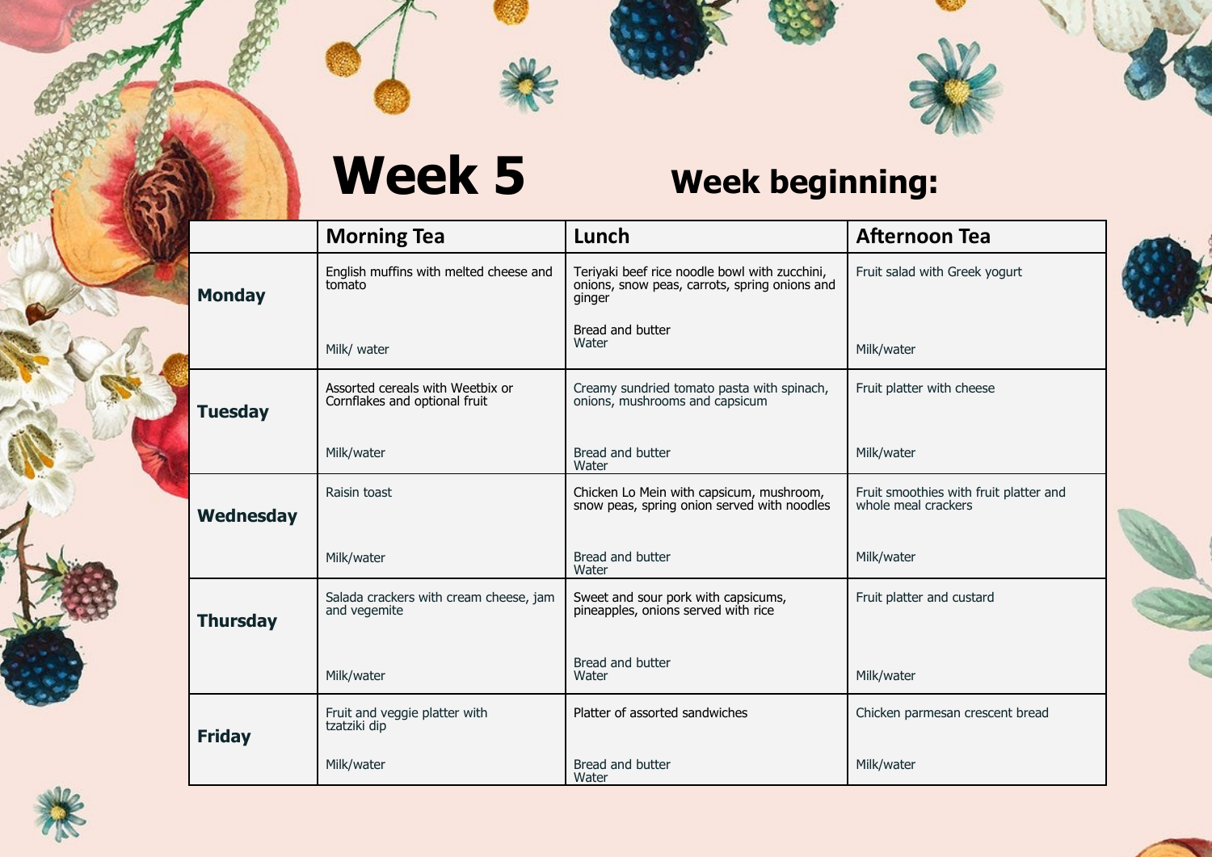# Week 5

## Week beginning:

| | Morning Tea | Lunch | Afternoon Tea |
|---|---|---|---|
| **Monday** | English muffins with melted cheese and tomato<br><br>Milk/ water | Teriyaki beef rice noodle bowl with zucchini, onions, snow peas, carrots, spring onions and ginger<br><br>Bread and butter<br>Water | Fruit salad with Greek yogurt<br><br>Milk/water |
| **Tuesday** | Assorted cereals with Weetbix or Cornflakes and optional fruit<br><br>Milk/water | Creamy sundried tomato pasta with spinach, onions, mushrooms and capsicum<br><br>Bread and butter<br>Water | Fruit platter with cheese<br><br>Milk/water |
| **Wednesday** | Raisin toast<br><br>Milk/water | Chicken Lo Mein with capsicum, mushroom, snow peas, spring onion served with noodles<br><br>Bread and butter<br>Water | Fruit smoothies with fruit platter and whole meal crackers<br><br>Milk/water |
| **Thursday** | Salada crackers with cream cheese, jam and vegemite<br><br>Milk/water | Sweet and sour pork with capsicums, pineapples, onions served with rice<br><br>Bread and butter<br>Water | Fruit platter and custard<br><br>Milk/water |
| **Friday** | Fruit and veggie platter with tzatziki dip<br><br>Milk/water | Platter of assorted sandwiches<br><br>Bread and butter<br>Water | Chicken parmesan crescent bread<br><br>Milk/water |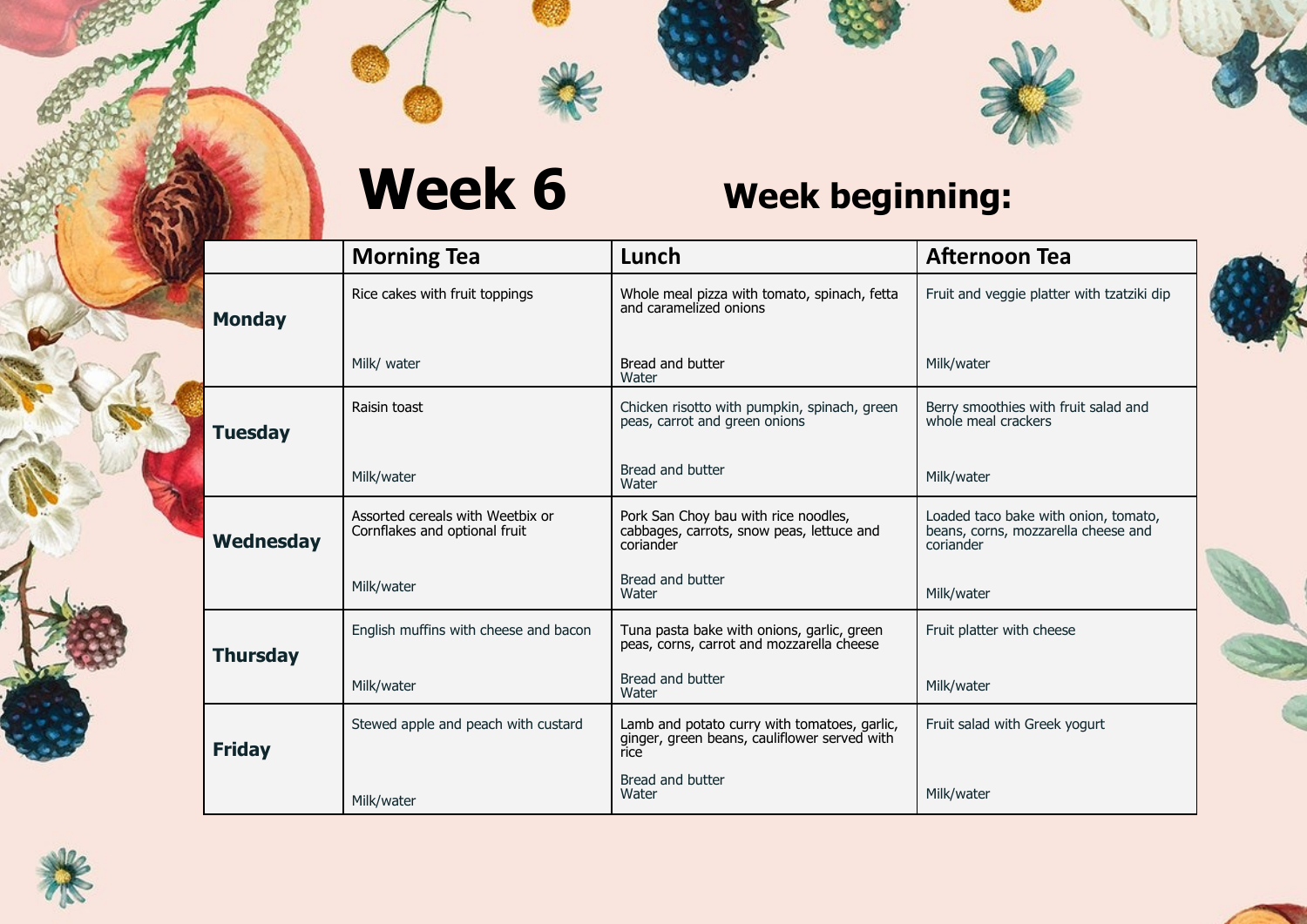# Week 6

## Week beginning:

| | Morning Tea | Lunch | Afternoon Tea |
|---|---|---|---|
| **Monday** | Rice cakes with fruit toppings<br><br>Milk/ water | Whole meal pizza with tomato, spinach, fetta and caramelized onions<br><br>Bread and butter<br>Water | Fruit and veggie platter with tzatziki dip<br><br>Milk/water |
| **Tuesday** | Raisin toast<br><br>Milk/water | Chicken risotto with pumpkin, spinach, green peas, carrot and green onions<br><br>Bread and butter<br>Water | Berry smoothies with fruit salad and whole meal crackers<br><br>Milk/water |
| **Wednesday** | Assorted cereals with Weetbix or Cornflakes and optional fruit<br><br>Milk/water | Pork San Choy bau with rice noodles, cabbages, carrots, snow peas, lettuce and coriander<br><br>Bread and butter<br>Water | Loaded taco bake with onion, tomato, beans, corns, mozzarella cheese and coriander<br><br>Milk/water |
| **Thursday** | English muffins with cheese and bacon<br><br>Milk/water | Tuna pasta bake with onions, garlic, green peas, corns, carrot and mozzarella cheese<br><br>Bread and butter<br>Water | Fruit platter with cheese<br><br>Milk/water |
| **Friday** | Stewed apple and peach with custard<br><br>Milk/water | Lamb and potato curry with tomatoes, garlic, ginger, green beans, cauliflower served with rice<br><br>Bread and butter<br>Water | Fruit salad with Greek yogurt<br><br>Milk/water |